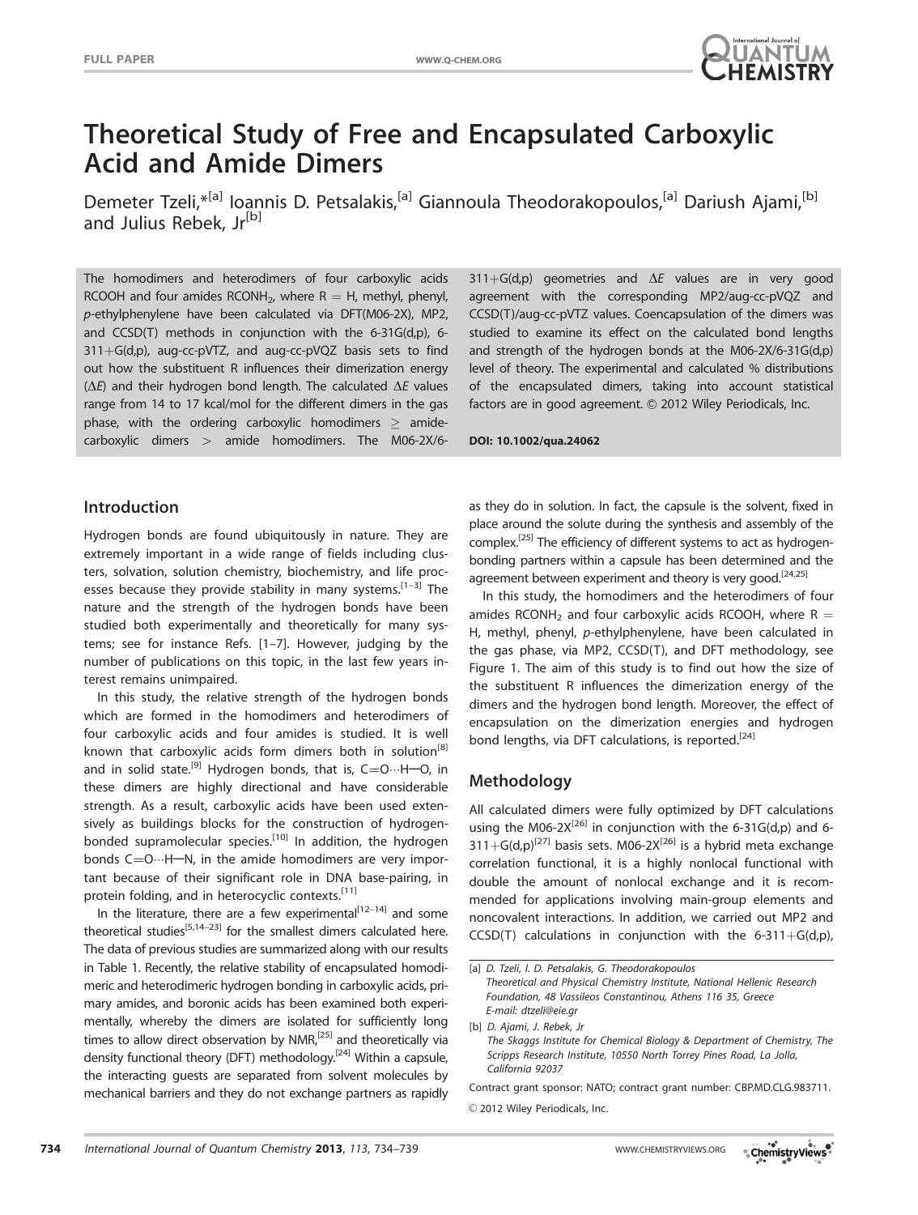# Theoretical Study of Free and Encapsulated Carboxylic Acid and Amide Dimers

Demeter Tzeli,*[a] Ioannis D. Petsalakis,[a] Giannoula Theodorakopoulos,[a] Dariush Ajami,[b] and Julius Rebek, Jr[b]

The homodimers and heterodimers of four carboxylic acids RCOOH and four amides $RCONH_2$, where R = H, methyl, phenyl, *p*-ethylphenylene have been calculated via DFT(M06-2X), MP2, and CCSD(T) methods in conjunction with the 6-31G(d,p), 6-311+G(d,p), aug-cc-pVTZ, and aug-cc-pVQZ basis sets to find out how the substituent R influences their dimerization energy ($\Delta E$) and their hydrogen bond length. The calculated $\Delta E$ values range from 14 to 17 kcal/mol for the different dimers in the gas phase, with the ordering carboxylic homodimers $\geq$ amide-carboxylic dimers $>$ amide homodimers. The M06-2X/6-311+G(d,p) geometries and $\Delta E$ values are in very good agreement with the corresponding MP2/aug-cc-pVQZ and CCSD(T)/aug-cc-pVTZ values. Coencapsulation of the dimers was studied to examine its effect on the calculated bond lengths and strength of the hydrogen bonds at the M06-2X/6-31G(d,p) level of theory. The experimental and calculated % distributions of the encapsulated dimers, taking into account statistical factors are in good agreement. © 2012 Wiley Periodicals, Inc.

**DOI: 10.1002/qua.24062**

## Introduction

Hydrogen bonds are found ubiquitously in nature. They are extremely important in a wide range of fields including clusters, solvation, solution chemistry, biochemistry, and life processes because they provide stability in many systems.[1–3] The nature and the strength of the hydrogen bonds have been studied both experimentally and theoretically for many systems; see for instance Refs. [1–7]. However, judging by the number of publications on this topic, in the last few years interest remains unimpaired.

In this study, the relative strength of the hydrogen bonds which are formed in the homodimers and heterodimers of four carboxylic acids and four amides is studied. It is well known that carboxylic acids form dimers both in solution[8] and in solid state.[9] Hydrogen bonds, that is, C=O···H—O, in these dimers are highly directional and have considerable strength. As a result, carboxylic acids have been used extensively as buildings blocks for the construction of hydrogen-bonded supramolecular species.[10] In addition, the hydrogen bonds C=O···H—N, in the amide homodimers are very important because of their significant role in DNA base-pairing, in protein folding, and in heterocyclic contexts.[11]

In the literature, there are a few experimental[12–14] and some theoretical studies[5,14–23] for the smallest dimers calculated here. The data of previous studies are summarized along with our results in Table 1. Recently, the relative stability of encapsulated homodimeric and heterodimeric hydrogen bonding in carboxylic acids, primary amides, and boronic acids has been examined both experimentally, whereby the dimers are isolated for sufficiently long times to allow direct observation by NMR,[25] and theoretically via density functional theory (DFT) methodology.[24] Within a capsule, the interacting guests are separated from solvent molecules by mechanical barriers and they do not exchange partners as rapidly as they do in solution. In fact, the capsule is the solvent, fixed in place around the solute during the synthesis and assembly of the complex.[25] The efficiency of different systems to act as hydrogen-bonding partners within a capsule has been determined and the agreement between experiment and theory is very good.[24,25]

In this study, the homodimers and the heterodimers of four amides $RCONH_2$ and four carboxylic acids RCOOH, where R = H, methyl, phenyl, *p*-ethylphenylene, have been calculated in the gas phase, via MP2, CCSD(T), and DFT methodology, see Figure 1. The aim of this study is to find out how the size of the substituent R influences the dimerization energy of the dimers and the hydrogen bond length. Moreover, the effect of encapsulation on the dimerization energies and hydrogen bond lengths, via DFT calculations, is reported.[24]

## Methodology

All calculated dimers were fully optimized by DFT calculations using the M06-2X[26] in conjunction with the 6-31G(d,p) and 6-311+G(d,p)[27] basis sets. M06-2X[26] is a hybrid meta exchange correlation functional, it is a highly nonlocal functional with double the amount of nonlocal exchange and it is recommended for applications involving main-group elements and noncovalent interactions. In addition, we carried out MP2 and CCSD(T) calculations in conjunction with the 6-311+G(d,p),

[a] D. Tzeli, I. D. Petsalakis, G. Theodorakopoulos
Theoretical and Physical Chemistry Institute, National Hellenic Research Foundation, 48 Vassileos Constantinou, Athens 116 35, Greece
E-mail: dtzeli@eie.gr

[b] D. Ajami, J. Rebek, Jr
The Skaggs Institute for Chemical Biology & Department of Chemistry, The Scripps Research Institute, 10550 North Torrey Pines Road, La Jolla, California 92037

Contract grant sponsor: NATO; contract grant number: CBP.MD.CLG.983711.

© 2012 Wiley Periodicals, Inc.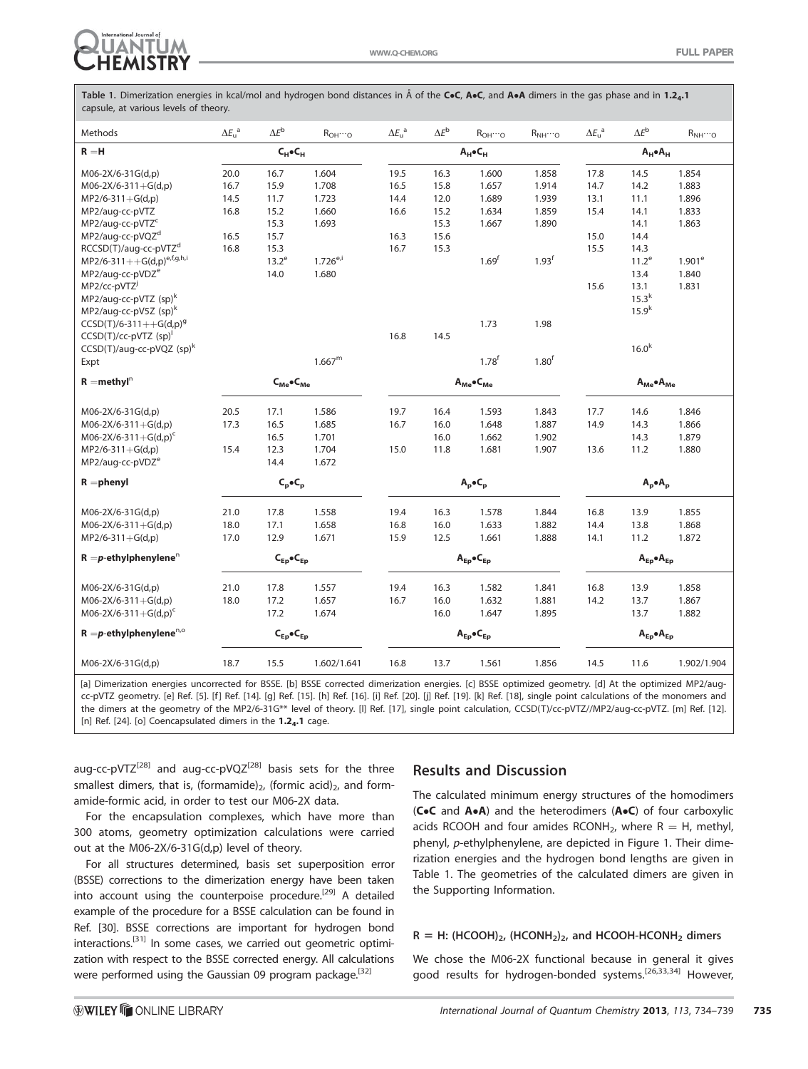Table 1. Dimerization energies in kcal/mol and hydrogen bond distances in Å of the **C•C**, **A•C**, and **A•A** dimers in the gas phase and in **1.2₄.1** capsule, at various levels of theory.

| Methods | $\Delta E_u$[a] | $\Delta E$[b] | $R_{OH\cdots O}$ | $\Delta E_u$[a] | $\Delta E$[b] | $R_{OH\cdots O}$ | $R_{NH\cdots O}$ | $\Delta E_u$[a] | $\Delta E$[b] | $R_{NH\cdots O}$ |
|---|---|---|---|---|---|---|---|---|---|---|
| **R = H** | $C_H$•$C_H$ | | | $A_H$•$C_H$ | | | | $A_H$•$A_H$ | | |
| M06-2X/6-31G(d,p) | 20.0 | 16.7 | 1.604 | 19.5 | 16.3 | 1.600 | 1.858 | 17.8 | 14.5 | 1.854 |
| M06-2X/6-311+G(d,p) | 16.7 | 15.9 | 1.708 | 16.5 | 15.8 | 1.657 | 1.914 | 14.7 | 14.2 | 1.883 |
| MP2/6-311+G(d,p) | 14.5 | 11.7 | 1.723 | 14.4 | 12.0 | 1.689 | 1.939 | 13.1 | 11.1 | 1.896 |
| MP2/aug-cc-pVTZ | 16.8 | 15.2 | 1.660 | 16.6 | 15.2 | 1.634 | 1.859 | 15.4 | 14.1 | 1.833 |
| MP2/aug-cc-pVTZ[c] | | 15.3 | 1.693 | | 15.3 | 1.667 | 1.890 | | 14.1 | 1.863 |
| MP2/aug-cc-pVQZ[d] | 16.5 | 15.7 | | 16.3 | 15.6 | | | 15.0 | 14.4 | |
| RCCSD(T)/aug-cc-pVTZ[d] | 16.8 | 15.3 | | 16.7 | 15.3 | | | 15.5 | 14.3 | |
| MP2/6-311++G(d,p)[e,f,g,h,i] | | 13.2[e] | 1.726[e,i] | | | 1.69[f] | 1.93[f] | | 11.2[e] | 1.901[e] |
| MP2/aug-cc-pVDZ[e] | | 14.0 | 1.680 | | | | | | 13.4 | 1.840 |
| MP2/cc-pVTZ[j] | | | | | | | | 15.6 | 13.1 | 1.831 |
| MP2/aug-cc-pVTZ (sp)[k] | | | | | | | | | 15.3[k] | |
| MP2/aug-cc-pV5Z (sp)[k] | | | | | | | | | 15.9[k] | |
| CCSD(T)/6-311++G(d,p)[g] | | | | | | 1.73 | 1.98 | | | |
| CCSD(T)/cc-pVTZ (sp)[l] | | | | 16.8 | 14.5 | | | | | |
| CCSD(T)/aug-cc-pVQZ (sp)[k] | | | | | | | | | 16.0[k] | |
| Expt | | | 1.667[m] | | | 1.78[f] | 1.80[f] | | | |
| **R = methyl**[n] | $C_{Me}$•$C_{Me}$ | | | $A_{Me}$•$C_{Me}$ | | | | $A_{Me}$•$A_{Me}$ | | |
| M06-2X/6-31G(d,p) | 20.5 | 17.1 | 1.586 | 19.7 | 16.4 | 1.593 | 1.843 | 17.7 | 14.6 | 1.846 |
| M06-2X/6-311+G(d,p) | 17.3 | 16.5 | 1.685 | 16.7 | 16.0 | 1.648 | 1.887 | 14.9 | 14.3 | 1.866 |
| M06-2X/6-311+G(d,p)[c] | | 16.5 | 1.701 | | 16.0 | 1.662 | 1.902 | | 14.3 | 1.879 |
| MP2/6-311+G(d,p) | 15.4 | 12.3 | 1.704 | 15.0 | 11.8 | 1.681 | 1.907 | 13.6 | 11.2 | 1.880 |
| MP2/aug-cc-pVDZ[e] | | 14.4 | 1.672 | | | | | | | |
| **R = phenyl** | $C_p$•$C_p$ | | | $A_p$•$C_p$ | | | | $A_p$•$A_p$ | | |
| M06-2X/6-31G(d,p) | 21.0 | 17.8 | 1.558 | 19.4 | 16.3 | 1.578 | 1.844 | 16.8 | 13.9 | 1.855 |
| M06-2X/6-311+G(d,p) | 18.0 | 17.1 | 1.658 | 16.8 | 16.0 | 1.633 | 1.882 | 14.4 | 13.8 | 1.868 |
| MP2/6-311+G(d,p) | 17.0 | 12.9 | 1.671 | 15.9 | 12.5 | 1.661 | 1.888 | 14.1 | 11.2 | 1.872 |
| **R = *p*-ethylphenylene**[n] | $C_{Ep}$•$C_{Ep}$ | | | $A_{Ep}$•$C_{Ep}$ | | | | $A_{Ep}$•$A_{Ep}$ | | |
| M06-2X/6-31G(d,p) | 21.0 | 17.8 | 1.557 | 19.4 | 16.3 | 1.582 | 1.841 | 16.8 | 13.9 | 1.858 |
| M06-2X/6-311+G(d,p) | 18.0 | 17.2 | 1.657 | 16.7 | 16.0 | 1.632 | 1.881 | 14.2 | 13.7 | 1.867 |
| M06-2X/6-311+G(d,p)[c] | | 17.2 | 1.674 | | 16.0 | 1.647 | 1.895 | | 13.7 | 1.882 |
| **R = *p*-ethylphenylene**[n,o] | $C_{Ep}$•$C_{Ep}$ | | | $A_{Ep}$•$C_{Ep}$ | | | | $A_{Ep}$•$A_{Ep}$ | | |
| M06-2X/6-31G(d,p) | 18.7 | 15.5 | 1.602/1.641 | 16.8 | 13.7 | 1.561 | 1.856 | 14.5 | 11.6 | 1.902/1.904 |

[a] Dimerization energies uncorrected for BSSE. [b] BSSE corrected dimerization energies. [c] BSSE optimized geometry. [d] At the optimized MP2/aug-cc-pVTZ geometry. [e] Ref. [5]. [f] Ref. [14]. [g] Ref. [15]. [h] Ref. [16]. [i] Ref. [20]. [j] Ref. [19]. [k] Ref. [18], single point calculations of the monomers and the dimers at the geometry of the MP2/6-31G** level of theory. [l] Ref. [17], single point calculation, CCSD(T)/cc-pVTZ//MP2/aug-cc-pVTZ. [m] Ref. [12]. [n] Ref. [24]. [o] Coencapsulated dimers in the **1.2₄.1** cage.

aug-cc-pVTZ[28] and aug-cc-pVQZ[28] basis sets for the three smallest dimers, that is, $(formamide)_2$, $(formic\ acid)_2$, and formamide-formic acid, in order to test our M06-2X data.

For the encapsulation complexes, which have more than 300 atoms, geometry optimization calculations were carried out at the M06-2X/6-31G(d,p) level of theory.

For all structures determined, basis set superposition error (BSSE) corrections to the dimerization energy have been taken into account using the counterpoise procedure.[29] A detailed example of the procedure for a BSSE calculation can be found in Ref. [30]. BSSE corrections are important for hydrogen bond interactions.[31] In some cases, we carried out geometric optimization with respect to the BSSE corrected energy. All calculations were performed using the Gaussian 09 program package.[32]

## Results and Discussion

The calculated minimum energy structures of the homodimers (**C•C** and **A•A**) and the heterodimers (**A•C**) of four carboxylic acids RCOOH and four amides $RCONH_2$, where R = H, methyl, phenyl, *p*-ethylphenylene, are depicted in Figure 1. Their dimerization energies and the hydrogen bond lengths are given in Table 1. The geometries of the calculated dimers are given in the Supporting Information.

### R = H: $(HCOOH)_2$, $(HCONH_2)_2$, and $HCOOH$-$HCONH_2$ dimers

We chose the M06-2X functional because in general it gives good results for hydrogen-bonded systems.[26,33,34] However,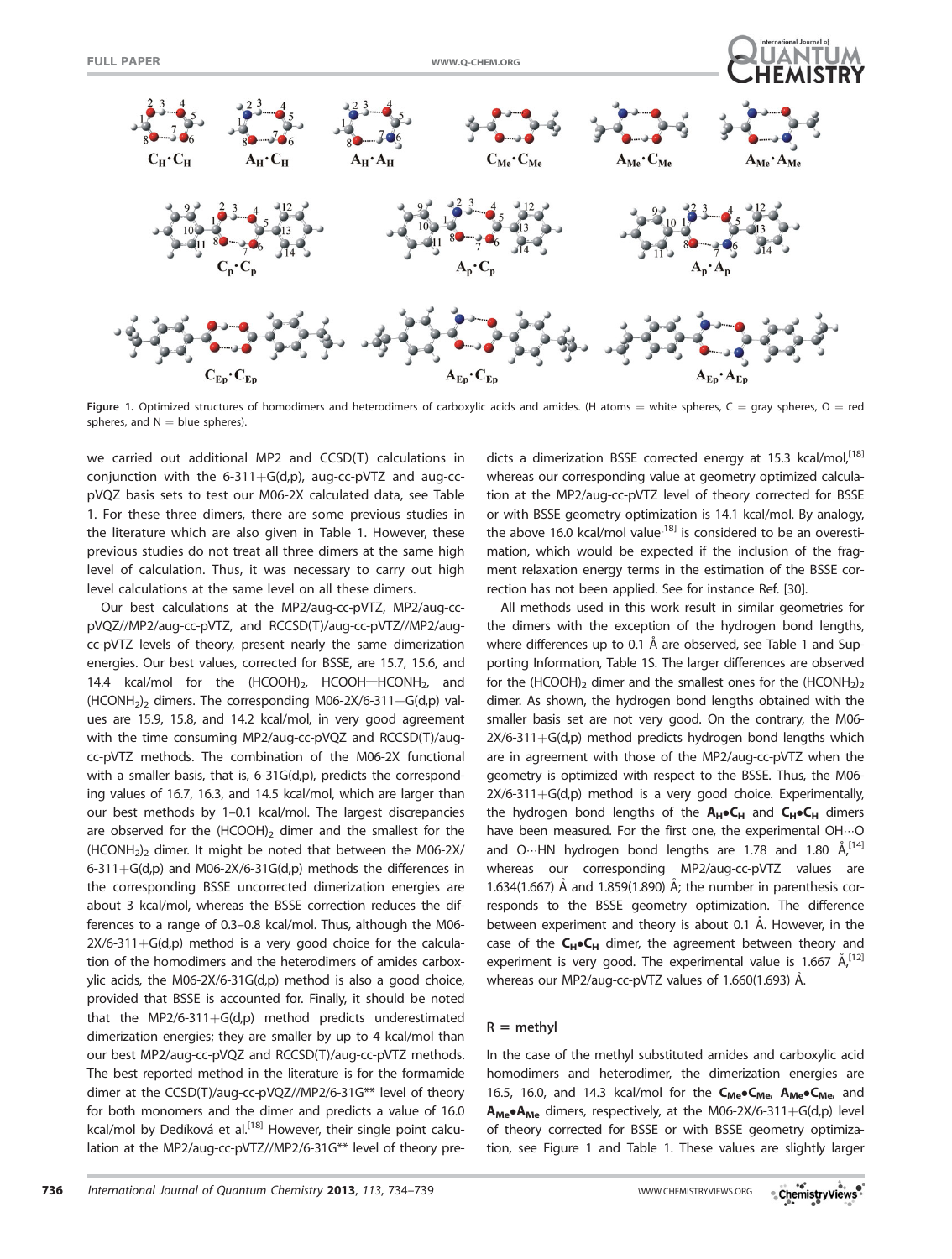Figure 1. Optimized structures of homodimers and heterodimers of carboxylic acids and amides. (H atoms = white spheres, C = gray spheres, O = red spheres, and N = blue spheres).

we carried out additional MP2 and CCSD(T) calculations in conjunction with the 6-311+G(d,p), aug-cc-pVTZ and aug-cc-pVQZ basis sets to test our M06-2X calculated data, see Table 1. For these three dimers, there are some previous studies in the literature which are also given in Table 1. However, these previous studies do not treat all three dimers at the same high level of calculation. Thus, it was necessary to carry out high level calculations at the same level on all these dimers.

Our best calculations at the MP2/aug-cc-pVTZ, MP2/aug-cc-pVQZ//MP2/aug-cc-pVTZ, and RCCSD(T)/aug-cc-pVTZ//MP2/aug-cc-pVTZ levels of theory, present nearly the same dimerization energies. Our best values, corrected for BSSE, are 15.7, 15.6, and 14.4 kcal/mol for the $(HCOOH)_2$, $HCOOH—HCONH_2$, and $(HCONH_2)_2$ dimers. The corresponding M06-2X/6-311+G(d,p) values are 15.9, 15.8, and 14.2 kcal/mol, in very good agreement with the time consuming MP2/aug-cc-pVQZ and RCCSD(T)/aug-cc-pVTZ methods. The combination of the M06-2X functional with a smaller basis, that is, 6-31G(d,p), predicts the corresponding values of 16.7, 16.3, and 14.5 kcal/mol, which are larger than our best methods by 1–0.1 kcal/mol. The largest discrepancies are observed for the $(HCOOH)_2$ dimer and the smallest for the $(HCONH_2)_2$ dimer. It might be noted that between the M06-2X/6-311+G(d,p) and M06-2X/6-31G(d,p) methods the differences in the corresponding BSSE uncorrected dimerization energies are about 3 kcal/mol, whereas the BSSE correction reduces the differences to a range of 0.3–0.8 kcal/mol. Thus, although the M06-2X/6-311+G(d,p) method is a very good choice for the calculation of the homodimers and the heterodimers of amides carboxylic acids, the M06-2X/6-31G(d,p) method is also a good choice, provided that BSSE is accounted for. Finally, it should be noted that the MP2/6-311+G(d,p) method predicts underestimated dimerization energies; they are smaller by up to 4 kcal/mol than our best MP2/aug-cc-pVQZ and RCCSD(T)/aug-cc-pVTZ methods. The best reported method in the literature is for the formamide dimer at the CCSD(T)/aug-cc-pVQZ//MP2/6-31G** level of theory for both monomers and the dimer and predicts a value of 16.0 kcal/mol by Dedíková et al.[18] However, their single point calculation at the MP2/aug-cc-pVTZ//MP2/6-31G** level of theory predicts a dimerization BSSE corrected energy at 15.3 kcal/mol,[18] whereas our corresponding value at geometry optimized calculation at the MP2/aug-cc-pVTZ level of theory corrected for BSSE or with BSSE geometry optimization is 14.1 kcal/mol. By analogy, the above 16.0 kcal/mol value[18] is considered to be an overestimation, which would be expected if the inclusion of the fragment relaxation energy terms in the estimation of the BSSE correction has not been applied. See for instance Ref. [30].

All methods used in this work result in similar geometries for the dimers with the exception of the hydrogen bond lengths, where differences up to 0.1 Å are observed, see Table 1 and Supporting Information, Table 1S. The larger differences are observed for the $(HCOOH)_2$ dimer and the smallest ones for the $(HCONH_2)_2$ dimer. As shown, the hydrogen bond lengths obtained with the smaller basis set are not very good. On the contrary, the M06-2X/6-311+G(d,p) method predicts hydrogen bond lengths which are in agreement with those of the MP2/aug-cc-pVTZ when the geometry is optimized with respect to the BSSE. Thus, the M06-2X/6-311+G(d,p) method is a very good choice. Experimentally, the hydrogen bond lengths of the $\mathbf{A_H{\bullet}C_H}$ and $\mathbf{C_H{\bullet}C_H}$ dimers have been measured. For the first one, the experimental OH···O and O···HN hydrogen bond lengths are 1.78 and 1.80 Å,[14] whereas our corresponding MP2/aug-cc-pVTZ values are 1.634(1.667) Å and 1.859(1.890) Å; the number in parenthesis corresponds to the BSSE geometry optimization. The difference between experiment and theory is about 0.1 Å. However, in the case of the $\mathbf{C_H{\bullet}C_H}$ dimer, the agreement between theory and experiment is very good. The experimental value is 1.667 Å,[12] whereas our MP2/aug-cc-pVTZ values of 1.660(1.693) Å.

### R = methyl

In the case of the methyl substituted amides and carboxylic acid homodimers and heterodimer, the dimerization energies are 16.5, 16.0, and 14.3 kcal/mol for the $\mathbf{C_{Me}{\bullet}C_{Me}}$, $\mathbf{A_{Me}{\bullet}C_{Me}}$, and $\mathbf{A_{Me}{\bullet}A_{Me}}$ dimers, respectively, at the M06-2X/6-311+G(d,p) level of theory corrected for BSSE or with BSSE geometry optimization, see Figure 1 and Table 1. These values are slightly larger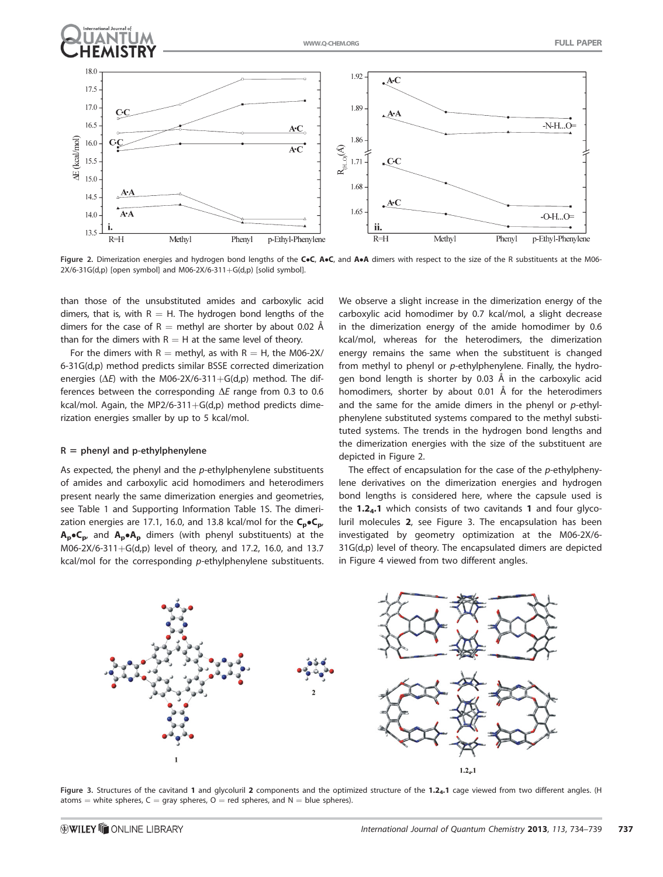Figure 2. Dimerization energies and hydrogen bond lengths of the **C•C**, **A•C**, and **A•A** dimers with respect to the size of the R substituents at the M06-2X/6-31G(d,p) [open symbol] and M06-2X/6-311+G(d,p) [solid symbol].

than those of the unsubstituted amides and carboxylic acid dimers, that is, with R = H. The hydrogen bond lengths of the dimers for the case of R = methyl are shorter by about 0.02 Å than for the dimers with R = H at the same level of theory.

For the dimers with R = methyl, as with R = H, the M06-2X/6-31G(d,p) method predicts similar BSSE corrected dimerization energies ($\Delta E$) with the M06-2X/6-311+G(d,p) method. The differences between the corresponding $\Delta E$ range from 0.3 to 0.6 kcal/mol. Again, the MP2/6-311+G(d,p) method predicts dimerization energies smaller by up to 5 kcal/mol.

## R = phenyl and p-ethylphenylene

As expected, the phenyl and the *p*-ethylphenylene substituents of amides and carboxylic acid homodimers and heterodimers present nearly the same dimerization energies and geometries, see Table 1 and Supporting Information Table 1S. The dimerization energies are 17.1, 16.0, and 13.8 kcal/mol for the $\mathbf{C_p \bullet C_p}$, $\mathbf{A_p \bullet C_p}$, and $\mathbf{A_p \bullet A_p}$ dimers (with phenyl substituents) at the M06-2X/6-311+G(d,p) level of theory, and 17.2, 16.0, and 13.7 kcal/mol for the corresponding *p*-ethylphenylene substituents. We observe a slight increase in the dimerization energy of the carboxylic acid homodimer by 0.7 kcal/mol, a slight decrease in the dimerization energy of the amide homodimer by 0.6 kcal/mol, whereas for the heterodimers, the dimerization energy remains the same when the substituent is changed from methyl to phenyl or *p*-ethylphenylene. Finally, the hydrogen bond length is shorter by 0.03 Å in the carboxylic acid homodimers, shorter by about 0.01 Å for the heterodimers and the same for the amide dimers in the phenyl or *p*-ethylphenylene substituted systems compared to the methyl substituted systems. The trends in the hydrogen bond lengths and the dimerization energies with the size of the substituent are depicted in Figure 2.

The effect of encapsulation for the case of the *p*-ethylphenylene derivatives on the dimerization energies and hydrogen bond lengths is considered here, where the capsule used is the $\mathbf{1.2_4.1}$ which consists of two cavitands **1** and four glycoluril molecules **2**, see Figure 3. The encapsulation has been investigated by geometry optimization at the M06-2X/6-31G(d,p) level of theory. The encapsulated dimers are depicted in Figure 4 viewed from two different angles.

Figure 3. Structures of the cavitand **1** and glycoluril **2** components and the optimized structure of the $\mathbf{1.2_4.1}$ cage viewed from two different angles. (H atoms = white spheres, C = gray spheres, O = red spheres, and N = blue spheres).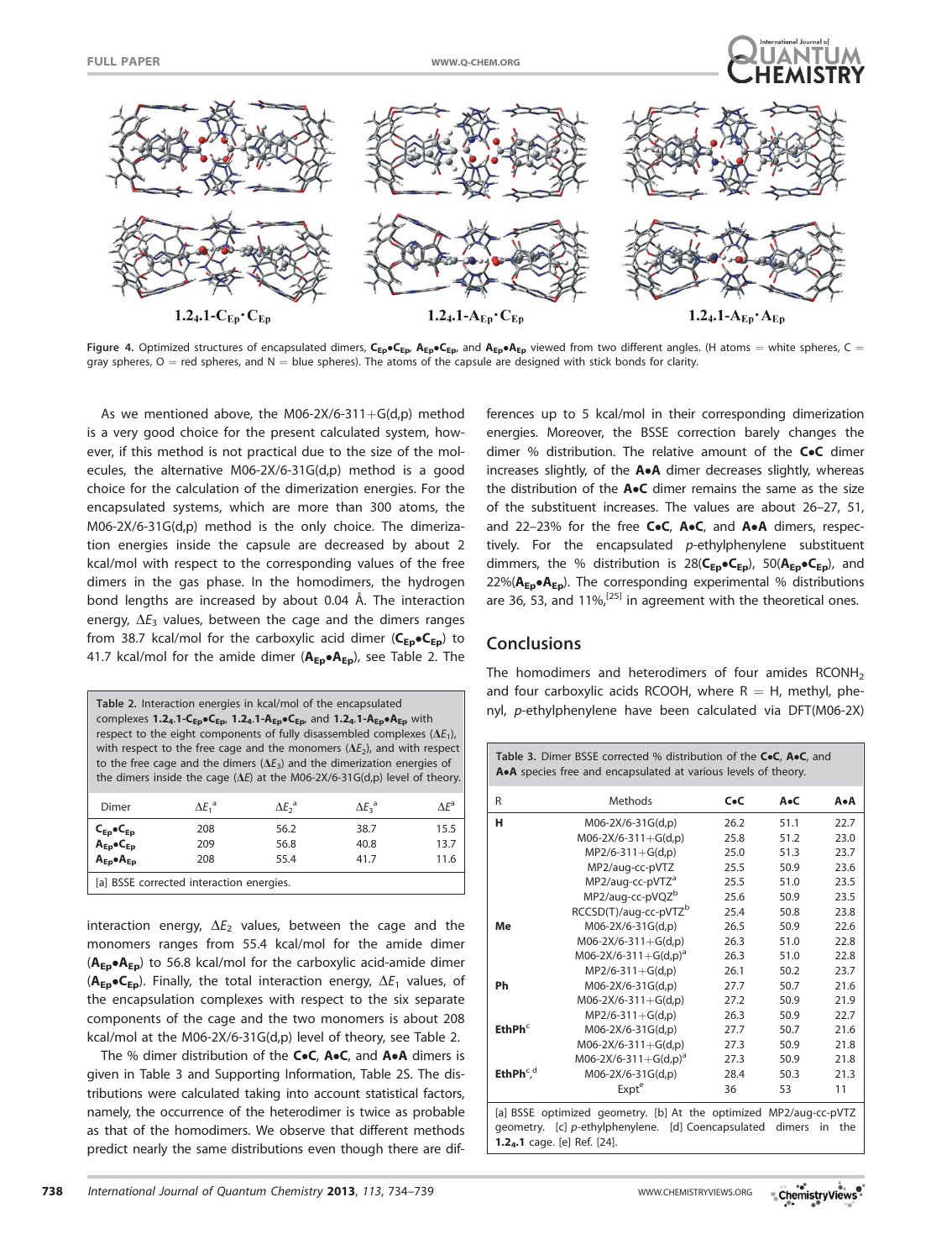$\mathbf{1.2_4.1\text{-}C_{Ep}\cdot C_{Ep}}$ $\mathbf{1.2_4.1\text{-}A_{Ep}\cdot C_{Ep}}$ $\mathbf{1.2_4.1\text{-}A_{Ep}\cdot A_{Ep}}$

Figure 4. Optimized structures of encapsulated dimers, $\mathbf{C_{Ep}{\bullet}C_{Ep}}$, $\mathbf{A_{Ep}{\bullet}C_{Ep}}$, and $\mathbf{A_{Ep}{\bullet}A_{Ep}}$ viewed from two different angles. (H atoms = white spheres, C = gray spheres, O = red spheres, and N = blue spheres). The atoms of the capsule are designed with stick bonds for clarity.

As we mentioned above, the M06-2X/6-311+G(d,p) method is a very good choice for the present calculated system, however, if this method is not practical due to the size of the molecules, the alternative M06-2X/6-31G(d,p) method is a good choice for the calculation of the dimerization energies. For the encapsulated systems, which are more than 300 atoms, the M06-2X/6-31G(d,p) method is the only choice. The dimerization energies inside the capsule are decreased by about 2 kcal/mol with respect to the corresponding values of the free dimers in the gas phase. In the homodimers, the hydrogen bond lengths are increased by about 0.04 Å. The interaction energy, $\Delta E_3$ values, between the cage and the dimers ranges from 38.7 kcal/mol for the carboxylic acid dimer ($\mathbf{C_{Ep}{\bullet}C_{Ep}}$) to 41.7 kcal/mol for the amide dimer ($\mathbf{A_{Ep}{\bullet}A_{Ep}}$), see Table 2. The interaction energy, $\Delta E_2$ values, between the cage and the monomers ranges from 55.4 kcal/mol for the amide dimer ($\mathbf{A_{Ep}{\bullet}A_{Ep}}$) to 56.8 kcal/mol for the carboxylic acid-amide dimer ($\mathbf{A_{Ep}{\bullet}C_{Ep}}$). Finally, the total interaction energy, $\Delta E_1$ values, of the encapsulation complexes with respect to the six separate components of the cage and the two monomers is about 208 kcal/mol at the M06-2X/6-31G(d,p) level of theory, see Table 2.

Table 2. Interaction energies in kcal/mol of the encapsulated complexes $\mathbf{1.2_4.1\text{-}C_{Ep}{\bullet}C_{Ep}}$, $\mathbf{1.2_4.1\text{-}A_{Ep}{\bullet}C_{Ep}}$, and $\mathbf{1.2_4.1\text{-}A_{Ep}{\bullet}A_{Ep}}$ with respect to the eight components of fully disassembled complexes ($\Delta E_1$), with respect to the free cage and the monomers ($\Delta E_2$), and with respect to the free cage and the dimers ($\Delta E_3$) and the dimerization energies of the dimers inside the cage ($\Delta E$) at the M06-2X/6-31G(d,p) level of theory.

| Dimer | $\Delta E_1$[a] | $\Delta E_2$[a] | $\Delta E_3$[a] | $\Delta E$[a] |
|---|---|---|---|---|
| $\mathbf{C_{Ep}{\bullet}C_{Ep}}$ | 208 | 56.2 | 38.7 | 15.5 |
| $\mathbf{A_{Ep}{\bullet}C_{Ep}}$ | 209 | 56.8 | 40.8 | 13.7 |
| $\mathbf{A_{Ep}{\bullet}A_{Ep}}$ | 208 | 55.4 | 41.7 | 11.6 |

[a] BSSE corrected interaction energies.

The % dimer distribution of the **C•C**, **A•C**, and **A•A** dimers is given in Table 3 and Supporting Information, Table 2S. The distributions were calculated taking into account statistical factors, namely, the occurrence of the heterodimer is twice as probable as that of the homodimers. We observe that different methods predict nearly the same distributions even though there are differences up to 5 kcal/mol in their corresponding dimerization energies. Moreover, the BSSE correction barely changes the dimer % distribution. The relative amount of the **C•C** dimer increases slightly, of the **A•A** dimer decreases slightly, whereas the distribution of the **A•C** dimer remains the same as the size of the substituent increases. The values are about 26–27, 51, and 22–23% for the free **C•C**, **A•C**, and **A•A** dimers, respectively. For the encapsulated *p*-ethylphenylene substituent dimmers, the % distribution is 28($\mathbf{C_{Ep}{\bullet}C_{Ep}}$), 50($\mathbf{A_{Ep}{\bullet}C_{Ep}}$), and 22%($\mathbf{A_{Ep}{\bullet}A_{Ep}}$). The corresponding experimental % distributions are 36, 53, and 11%,[25] in agreement with the theoretical ones.

## Conclusions

The homodimers and heterodimers of four amides $RCONH_2$ and four carboxylic acids RCOOH, where R = H, methyl, phenyl, *p*-ethylphenylene have been calculated via DFT(M06-2X)

Table 3. Dimer BSSE corrected % distribution of the **C•C**, **A•C**, and **A•A** species free and encapsulated at various levels of theory.

| R | Methods | C•C | A•C | A•A |
|---|---|---|---|---|
| **H** | M06-2X/6-31G(d,p) | 26.2 | 51.1 | 22.7 |
| | M06-2X/6-311+G(d,p) | 25.8 | 51.2 | 23.0 |
| | MP2/6-311+G(d,p) | 25.0 | 51.3 | 23.7 |
| | MP2/aug-cc-pVTZ | 25.5 | 50.9 | 23.6 |
| | MP2/aug-cc-pVTZ[a] | 25.5 | 51.0 | 23.5 |
| | MP2/aug-cc-pVQZ[b] | 25.6 | 50.9 | 23.5 |
| | RCCSD(T)/aug-cc-pVTZ[b] | 25.4 | 50.8 | 23.8 |
| **Me** | M06-2X/6-31G(d,p) | 26.5 | 50.9 | 22.6 |
| | M06-2X/6-311+G(d,p) | 26.3 | 51.0 | 22.8 |
| | M06-2X/6-311+G(d,p)[a] | 26.3 | 51.0 | 22.8 |
| | MP2/6-311+G(d,p) | 26.1 | 50.2 | 23.7 |
| **Ph** | M06-2X/6-31G(d,p) | 27.7 | 50.7 | 21.6 |
| | M06-2X/6-311+G(d,p) | 27.2 | 50.9 | 21.9 |
| | MP2/6-311+G(d,p) | 26.3 | 50.9 | 22.7 |
| **EthPh**[c] | M06-2X/6-31G(d,p) | 27.7 | 50.7 | 21.6 |
| | M06-2X/6-311+G(d,p) | 27.3 | 50.9 | 21.8 |
| | M06-2X/6-311+G(d,p)[a] | 27.3 | 50.9 | 21.8 |
| **EthPh**[c,d] | M06-2X/6-31G(d,p) | 28.4 | 50.3 | 21.3 |
| | Expt[e] | 36 | 53 | 11 |

[a] BSSE optimized geometry. [b] At the optimized MP2/aug-cc-pVTZ geometry. [c] *p*-ethylphenylene. [d] Coencapsulated dimers in the $\mathbf{1.2_4.1}$ cage. [e] Ref. [24].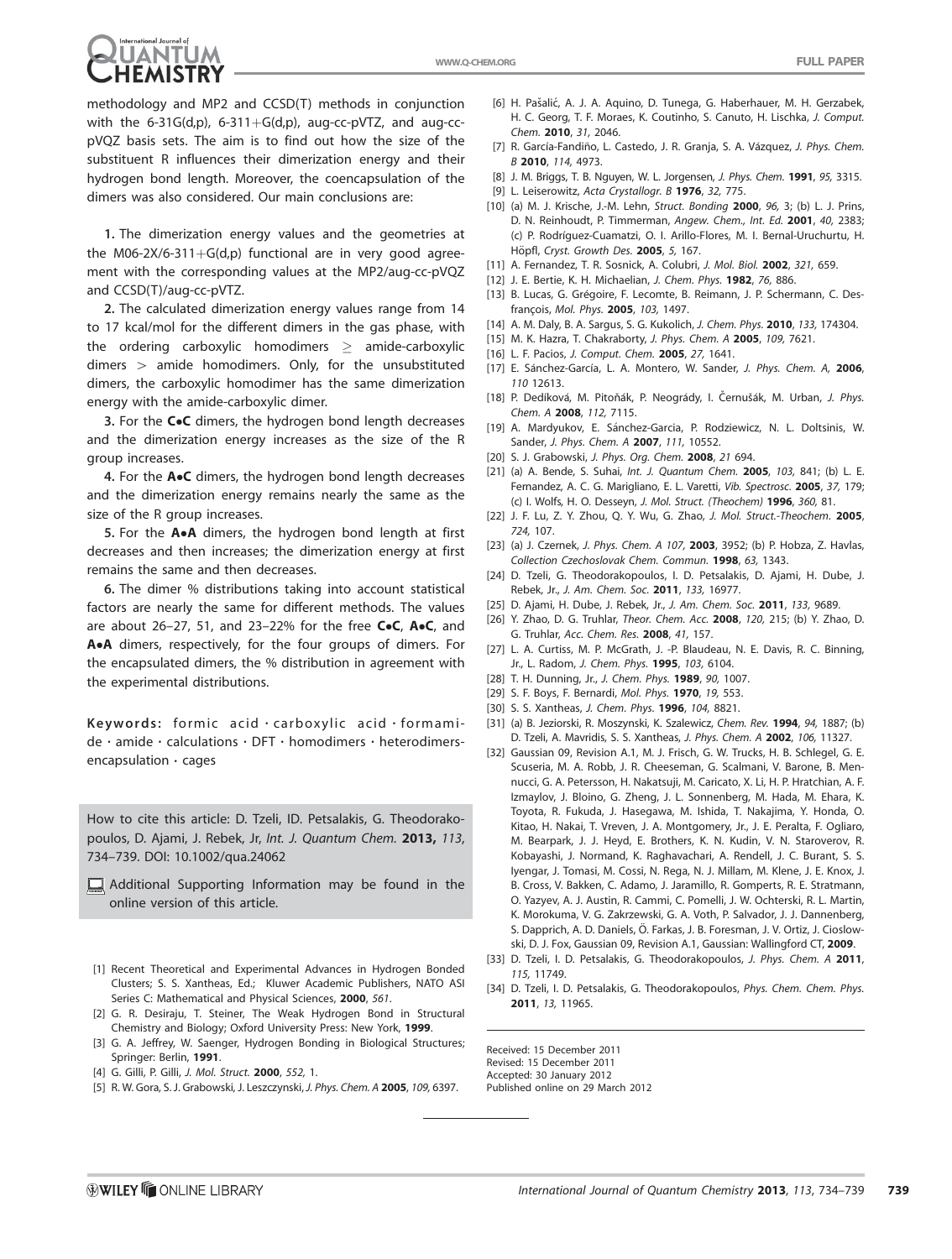methodology and MP2 and CCSD(T) methods in conjunction with the 6-31G(d,p), 6-311+G(d,p), aug-cc-pVTZ, and aug-cc-pVQZ basis sets. The aim is to find out how the size of the substituent R influences their dimerization energy and their hydrogen bond length. Moreover, the coencapsulation of the dimers was also considered. Our main conclusions are:

1. The dimerization energy values and the geometries at the M06-2X/6-311+G(d,p) functional are in very good agreement with the corresponding values at the MP2/aug-cc-pVQZ and CCSD(T)/aug-cc-pVTZ.

2. The calculated dimerization energy values range from 14 to 17 kcal/mol for the different dimers in the gas phase, with the ordering carboxylic homodimers $\geq$ amide-carboxylic dimers > amide homodimers. Only, for the unsubstituted dimers, the carboxylic homodimer has the same dimerization energy with the amide-carboxylic dimer.

3. For the **C•C** dimers, the hydrogen bond length decreases and the dimerization energy increases as the size of the R group increases.

4. For the **A•C** dimers, the hydrogen bond length decreases and the dimerization energy remains nearly the same as the size of the R group increases.

5. For the **A•A** dimers, the hydrogen bond length at first decreases and then increases; the dimerization energy at first remains the same and then decreases.

6. The dimer % distributions taking into account statistical factors are nearly the same for different methods. The values are about 26–27, 51, and 23–22% for the free **C•C**, **A•C**, and **A•A** dimers, respectively, for the four groups of dimers. For the encapsulated dimers, the % distribution in agreement with the experimental distributions.

**Keywords:** formic acid · carboxylic acid · formamide · amide · calculations · DFT · homodimers · heterodimers-encapsulation · cages

How to cite this article: D. Tzeli, ID. Petsalakis, G. Theodorakopoulos, D. Ajami, J. Rebek, Jr, *Int. J. Quantum Chem.* **2013,** *113*, 734–739. DOI: 10.1002/qua.24062

Additional Supporting Information may be found in the online version of this article.

[1] Recent Theoretical and Experimental Advances in Hydrogen Bonded Clusters; S. S. Xantheas, Ed.; Kluwer Academic Publishers, NATO ASI Series C: Mathematical and Physical Sciences, **2000**, *561*.

[2] G. R. Desiraju, T. Steiner, The Weak Hydrogen Bond in Structural Chemistry and Biology; Oxford University Press: New York, **1999**.

[3] G. A. Jeffrey, W. Saenger, Hydrogen Bonding in Biological Structures; Springer: Berlin, **1991**.

[4] G. Gilli, P. Gilli, *J. Mol. Struct.* **2000**, *552*, 1.

[5] R. W. Gora, S. J. Grabowski, J. Leszczynski, *J. Phys. Chem. A* **2005**, *109*, 6397.

[6] H. Pašalić, A. J. A. Aquino, D. Tunega, G. Haberhauer, M. H. Gerzabek, H. C. Georg, T. F. Moraes, K. Coutinho, S. Canuto, H. Lischka, *J. Comput. Chem.* **2010**, *31*, 2046.

[7] R. García-Fandiño, L. Castedo, J. R. Granja, S. A. Vázquez, *J. Phys. Chem. B* **2010**, *114*, 4973.

[8] J. M. Briggs, T. B. Nguyen, W. L. Jorgensen, *J. Phys. Chem.* **1991**, *95*, 3315.

[9] L. Leiserowitz, *Acta Crystallogr. B* **1976**, *32*, 775.

[10] (a) M. J. Krische, J.-M. Lehn, *Struct. Bonding* **2000**, *96*, 3; (b) L. J. Prins, D. N. Reinhoudt, P. Timmerman, *Angew. Chem., Int. Ed.* **2001**, *40*, 2383; (c) P. Rodríguez-Cuamatzi, O. I. Arillo-Flores, M. I. Bernal-Uruchurtu, H. Höpfl, *Cryst. Growth Des.* **2005**, *5*, 167.

[11] A. Fernandez, T. R. Sosnick, A. Colubri, *J. Mol. Biol.* **2002**, *321*, 659.

[12] J. E. Bertie, K. H. Michaelian, *J. Chem. Phys.* **1982**, *76*, 886.

[13] B. Lucas, G. Grégoire, F. Lecomte, B. Reimann, J. P. Schermann, C. Desfrançois, *Mol. Phys.* **2005**, *103*, 1497.

[14] A. M. Daly, B. A. Sargus, S. G. Kukolich, *J. Chem. Phys.* **2010**, *133*, 174304.

[15] M. K. Hazra, T. Chakraborty, *J. Phys. Chem. A* **2005**, *109*, 7621.

[16] L. F. Pacios, *J. Comput. Chem.* **2005**, *27*, 1641.

[17] E. Sánchez-García, L. A. Montero, W. Sander, *J. Phys. Chem. A,* **2006**, *110* 12613.

[18] P. Dedíková, M. Pitoňák, P. Neogrády, I. Černušák, M. Urban, *J. Phys. Chem. A* **2008**, *112*, 7115.

[19] A. Mardyukov, E. Sánchez-Garcia, P. Rodziewicz, N. L. Doltsinis, W. Sander, *J. Phys. Chem. A* **2007**, *111*, 10552.

[20] S. J. Grabowski, *J. Phys. Org. Chem.* **2008**, *21* 694.

[21] (a) A. Bende, S. Suhai, *Int. J. Quantum Chem.* **2005**, *103*, 841; (b) L. E. Fernandez, A. C. G. Marigliano, E. L. Varetti, *Vib. Spectrosc.* **2005**, *37*, 179; (c) I. Wolfs, H. O. Desseyn, *J. Mol. Struct. (Theochem)* **1996**, *360*, 81.

[22] J. F. Lu, Z. Y. Zhou, Q. Y. Wu, G. Zhao, *J. Mol. Struct.-Theochem.* **2005**, *724*, 107.

[23] (a) J. Czernek, *J. Phys. Chem. A 107*, **2003**, 3952; (b) P. Hobza, Z. Havlas, *Collection Czechoslovak Chem. Commun.* **1998**, *63*, 1343.

[24] D. Tzeli, G. Theodorakopoulos, I. D. Petsalakis, D. Ajami, H. Dube, J. Rebek, Jr., *J. Am. Chem. Soc.* **2011**, *133*, 16977.

[25] D. Ajami, H. Dube, J. Rebek, Jr., *J. Am. Chem. Soc.* **2011**, *133*, 9689.

[26] Y. Zhao, D. G. Truhlar, *Theor. Chem. Acc.* **2008**, *120*, 215; (b) Y. Zhao, D. G. Truhlar, *Acc. Chem. Res.* **2008**, *41*, 157.

[27] L. A. Curtiss, M. P. McGrath, J. -P. Blaudeau, N. E. Davis, R. C. Binning, Jr., L. Radom, *J. Chem. Phys.* **1995**, *103*, 6104.

[28] T. H. Dunning, Jr., *J. Chem. Phys.* **1989**, *90*, 1007.

[29] S. F. Boys, F. Bernardi, *Mol. Phys.* **1970**, *19*, 553.

[30] S. S. Xantheas, *J. Chem. Phys.* **1996**, *104*, 8821.

[31] (a) B. Jeziorski, R. Moszynski, K. Szalewicz, *Chem. Rev.* **1994**, *94*, 1887; (b) D. Tzeli, A. Mavridis, S. S. Xantheas, *J. Phys. Chem. A* **2002**, *106*, 11327.

[32] Gaussian 09, Revision A.1, M. J. Frisch, G. W. Trucks, H. B. Schlegel, G. E. Scuseria, M. A. Robb, J. R. Cheeseman, G. Scalmani, V. Barone, B. Mennucci, G. A. Petersson, H. Nakatsuji, M. Caricato, X. Li, H. P. Hratchian, A. F. Izmaylov, J. Bloino, G. Zheng, J. L. Sonnenberg, M. Hada, M. Ehara, K. Toyota, R. Fukuda, J. Hasegawa, M. Ishida, T. Nakajima, Y. Honda, O. Kitao, H. Nakai, T. Vreven, J. A. Montgomery, Jr., J. E. Peralta, F. Ogliaro, M. Bearpark, J. J. Heyd, E. Brothers, K. N. Kudin, V. N. Staroverov, R. Kobayashi, J. Normand, K. Raghavachari, A. Rendell, J. C. Burant, S. S. Iyengar, J. Tomasi, M. Cossi, N. Rega, N. J. Millam, M. Klene, J. E. Knox, J. B. Cross, V. Bakken, C. Adamo, J. Jaramillo, R. Gomperts, R. E. Stratmann, O. Yazyev, A. J. Austin, R. Cammi, C. Pomelli, J. W. Ochterski, R. L. Martin, K. Morokuma, V. G. Zakrzewski, G. A. Voth, P. Salvador, J. J. Dannenberg, S. Dapprich, A. D. Daniels, Ö. Farkas, J. B. Foresman, J. V. Ortiz, J. Cioslowski, D. J. Fox, Gaussian 09, Revision A.1, Gaussian: Wallingford CT, **2009**.

[33] D. Tzeli, I. D. Petsalakis, G. Theodorakopoulos, *J. Phys. Chem. A* **2011**, *115*, 11749.

[34] D. Tzeli, I. D. Petsalakis, G. Theodorakopoulos, *Phys. Chem. Chem. Phys.* **2011**, *13*, 11965.

Received: 15 December 2011
Revised: 15 December 2011
Accepted: 30 January 2012
Published online on 29 March 2012